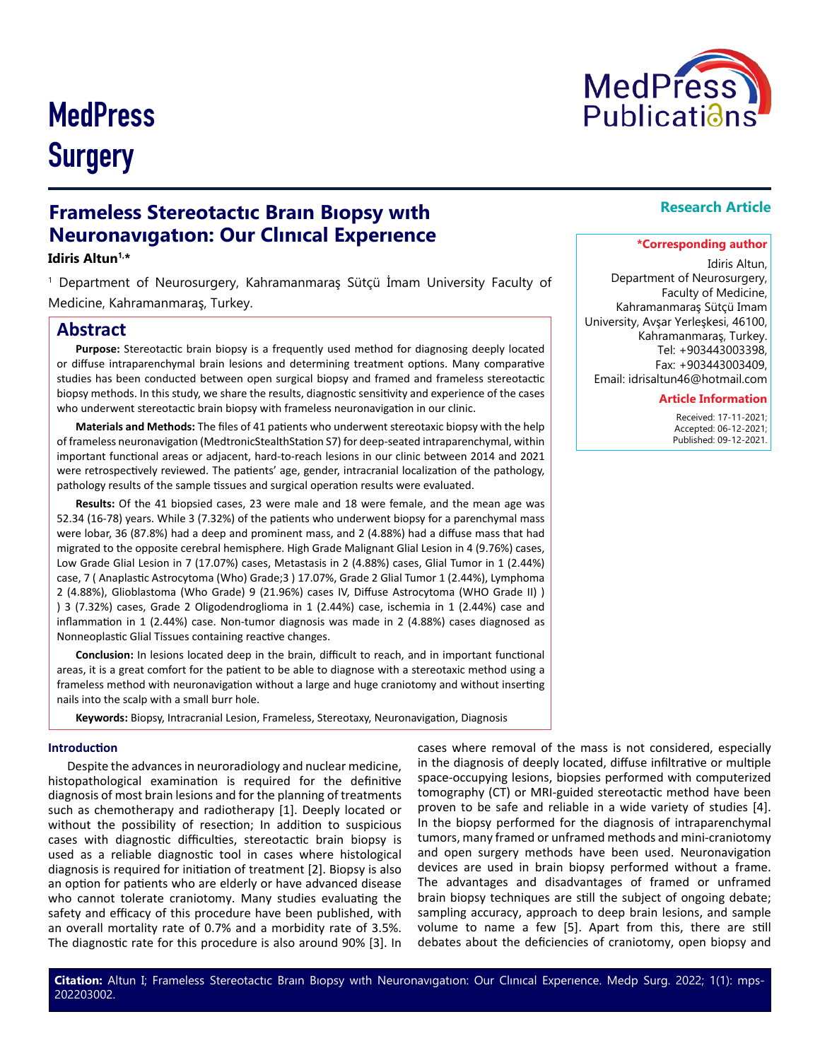MedPress Surgery

Research Article

# Frameless Stereotactıc Braın Bıopsy wıth Neuronavıgatıon: Our Clınıcal Experıence

**Idiris Altun[1,*]**

[1] Department of Neurosurgery, Kahramanmaraş Sütçü İmam University Faculty of Medicine, Kahramanmaraş, Turkey.

**\*Corresponding author**

Idiris Altun,
Department of Neurosurgery,
Faculty of Medicine,
Kahramanmaraş Sütçü Imam University, Avşar Yerleşkesi, 46100,
Kahramanmaraş, Turkey.
Tel: +903443003398,
Fax: +903443003409,
Email: idrisaltun46@hotmail.com

**Article Information**

Received: 17-11-2021;
Accepted: 06-12-2021;
Published: 09-12-2021.

## Abstract

**Purpose:** Stereotactic brain biopsy is a frequently used method for diagnosing deeply located or diffuse intraparenchymal brain lesions and determining treatment options. Many comparative studies has been conducted between open surgical biopsy and framed and frameless stereotactic biopsy methods. In this study, we share the results, diagnostic sensitivity and experience of the cases who underwent stereotactic brain biopsy with frameless neuronavigation in our clinic.

**Materials and Methods:** The files of 41 patients who underwent stereotaxic biopsy with the help of frameless neuronavigation (MedtronicStealthStation S7) for deep-seated intraparenchymal, within important functional areas or adjacent, hard-to-reach lesions in our clinic between 2014 and 2021 were retrospectively reviewed. The patients' age, gender, intracranial localization of the pathology, pathology results of the sample tissues and surgical operation results were evaluated.

**Results:** Of the 41 biopsied cases, 23 were male and 18 were female, and the mean age was 52.34 (16-78) years. While 3 (7.32%) of the patients who underwent biopsy for a parenchymal mass were lobar, 36 (87.8%) had a deep and prominent mass, and 2 (4.88%) had a diffuse mass that had migrated to the opposite cerebral hemisphere. High Grade Malignant Glial Lesion in 4 (9.76%) cases, Low Grade Glial Lesion in 7 (17.07%) cases, Metastasis in 2 (4.88%) cases, Glial Tumor in 1 (2.44%) case, 7 ( Anaplastic Astrocytoma (Who) Grade;3 ) 17.07%, Grade 2 Glial Tumor 1 (2.44%), Lymphoma 2 (4.88%), Glioblastoma (Who Grade) 9 (21.96%) cases IV, Diffuse Astrocytoma (WHO Grade II) ) 3 (7.32%) cases, Grade 2 Oligodendroglioma in 1 (2.44%) case, ischemia in 1 (2.44%) case and inflammation in 1 (2.44%) case. Non-tumor diagnosis was made in 2 (4.88%) cases diagnosed as Nonneoplastic Glial Tissues containing reactive changes.

**Conclusion:** In lesions located deep in the brain, difficult to reach, and in important functional areas, it is a great comfort for the patient to be able to diagnose with a stereotaxic method using a frameless method with neuronavigation without a large and huge craniotomy and without inserting nails into the scalp with a small burr hole.

**Keywords:** Biopsy, Intracranial Lesion, Frameless, Stereotaxy, Neuronavigation, Diagnosis

### Introduction

Despite the advances in neuroradiology and nuclear medicine, histopathological examination is required for the definitive diagnosis of most brain lesions and for the planning of treatments such as chemotherapy and radiotherapy [1]. Deeply located or without the possibility of resection; In addition to suspicious cases with diagnostic difficulties, stereotactic brain biopsy is used as a reliable diagnostic tool in cases where histological diagnosis is required for initiation of treatment [2]. Biopsy is also an option for patients who are elderly or have advanced disease who cannot tolerate craniotomy. Many studies evaluating the safety and efficacy of this procedure have been published, with an overall mortality rate of 0.7% and a morbidity rate of 3.5%. The diagnostic rate for this procedure is also around 90% [3]. In cases where removal of the mass is not considered, especially in the diagnosis of deeply located, diffuse infiltrative or multiple space-occupying lesions, biopsies performed with computerized tomography (CT) or MRI-guided stereotactic method have been proven to be safe and reliable in a wide variety of studies [4]. In the biopsy performed for the diagnosis of intraparenchymal tumors, many framed or unframed methods and mini-craniotomy and open surgery methods have been used. Neuronavigation devices are used in brain biopsy performed without a frame. The advantages and disadvantages of framed or unframed brain biopsy techniques are still the subject of ongoing debate; sampling accuracy, approach to deep brain lesions, and sample volume to name a few [5]. Apart from this, there are still debates about the deficiencies of craniotomy, open biopsy and

**Citation:** Altun I; Frameless Stereotactıc Braın Bıopsy wıth Neuronavıgatıon: Our Clınıcal Experıence. Medp Surg. 2022; 1(1): mps-202203002.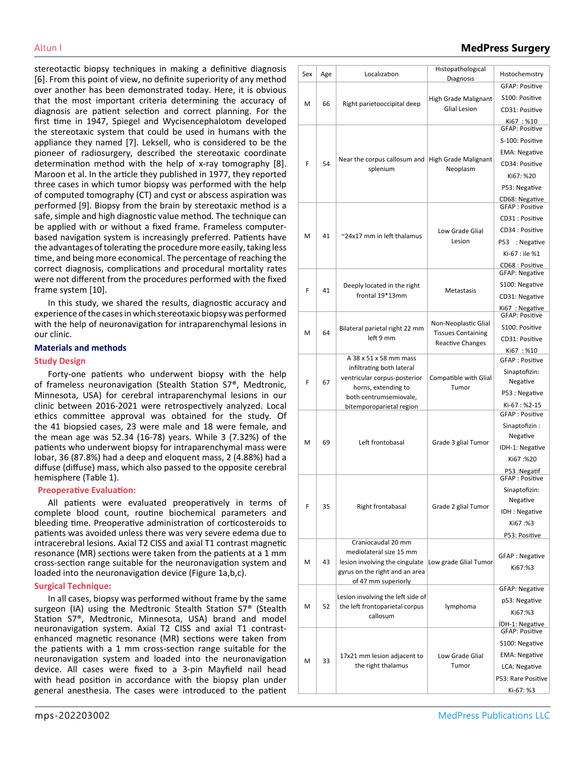stereotactic biopsy techniques in making a definitive diagnosis [6]. From this point of view, no definite superiority of any method over another has been demonstrated today. Here, it is obvious that the most important criteria determining the accuracy of diagnosis are patient selection and correct planning. For the first time in 1947, Spiegel and Wycisencephalotom developed the stereotaxic system that could be used in humans with the appliance they named [7]. Leksell, who is considered to be the pioneer of radiosurgery, described the stereotaxic coordinate determination method with the help of x-ray tomography [8]. Maroon et al. In the article they published in 1977, they reported three cases in which tumor biopsy was performed with the help of computed tomography (CT) and cyst or abscess aspiration was performed [9]. Biopsy from the brain by stereotaxic method is a safe, simple and high diagnostic value method. The technique can be applied with or without a fixed frame. Frameless computer-based navigation system is increasingly preferred. Patients have the advantages of tolerating the procedure more easily, taking less time, and being more economical. The percentage of reaching the correct diagnosis, complications and procedural mortality rates were not different from the procedures performed with the fixed frame system [10].

In this study, we shared the results, diagnostic accuracy and experience of the cases in which stereotaxic biopsy was performed with the help of neuronavigation for intraparenchymal lesions in our clinic.

## Materials and methods

### Study Design

Forty-one patients who underwent biopsy with the help of frameless neuronavigation (Stealth Station S7®, Medtronic, Minnesota, USA) for cerebral intraparenchymal lesions in our clinic between 2016-2021 were retrospectively analyzed. Local ethics committee approval was obtained for the study. Of the 41 biopsied cases, 23 were male and 18 were female, and the mean age was 52.34 (16-78) years. While 3 (7.32%) of the patients who underwent biopsy for intraparenchymal mass were lobar, 36 (87.8%) had a deep and eloquent mass, 2 (4.88%) had a diffuse (diffuse) mass, which also passed to the opposite cerebral hemisphere (Table 1).

### Preoperative Evaluation:

All patients were evaluated preoperatively in terms of complete blood count, routine biochemical parameters and bleeding time. Preoperative administration of corticosteroids to patients was avoided unless there was very severe edema due to intracerebral lesions. Axial T2 CISS and axial T1 contrast magnetic resonance (MR) sections were taken from the patients at a 1 mm cross-section range suitable for the neuronavigation system and loaded into the neuronavigation device (Figure 1a,b,c).

### Surgical Technique:

In all cases, biopsy was performed without frame by the same surgeon (IA) using the Medtronic Stealth Station S7® (Stealth Station S7®, Medtronic, Minnesota, USA) brand and model neuronavigation system. Axial T2 CISS and axial T1 contrast-enhanced magnetic resonance (MR) sections were taken from the patients with a 1 mm cross-section range suitable for the neuronavigation system and loaded into the neuronavigation device. All cases were fixed to a 3-pin Mayfield nail head with head position in accordance with the biopsy plan under general anesthesia. The cases were introduced to the patient

| Sex | Age | Localization | Histopathological Diagnosis | Histochemistry |
|---|---|---|---|---|
| M | 66 | Right parietooccipital deep | High Grade Malignant Glial Lesion | GFAP: Positive<br>S100: Positive<br>CD31: Positive<br>Ki67 : %10 |
| F | 54 | Near the corpus callosum and splenium | High Grade Malignant Neoplasm | GFAP: Positive<br>S-100: Positive<br>EMA: Negative<br>CD34: Positive<br>Ki67: %20<br>P53: Negative<br>CD68: Negative |
| M | 41 | ~24x17 mm in left thalamus | Low Grade Glial Lesion | GFAP : Positive<br>CD31 : Positive<br>CD34 : Positive<br>P53 : Negative<br>Ki-67 : ile %1<br>CD68 : Positive |
| F | 41 | Deeply located in the right frontal 19*13mm | Metastasis | GFAP: Negative<br>S100: Negative<br>CD31: Negative<br>Ki67 : Negative |
| M | 64 | Bilateral parietal right 22 mm left 9 mm | Non-Neoplastic Glial Tissues Containing Reactive Changes | GFAP: Positive<br>S100: Positive<br>CD31: Positive<br>Ki67 : %10 |
| F | 67 | A 38 x 51 x 58 mm mass infiltrating both lateral ventricular corpus-posterior horns, extending to both centrumsemiovale, bitemporoparietal region | Compatible with Glial Tumor | GFAP : Positive<br>Sinaptofizin: Negative<br>P53 : Negative<br>Ki-67 : %2-15 |
| M | 69 | Left frontobasal | Grade 3 glial Tumor | GFAP : Positive<br>Sinaptofizin : Negative<br>IDH-1: Negative<br>Ki67 :%20<br>P53 :Negatif |
| F | 35 | Right frontabasal | Grade 2 glial Tumor | GFAP : Positive<br>Sinaptofizin: Negative<br>IDH : Negative<br>Ki67 :%3<br>P53: Positive |
| M | 43 | Craniocaudal 20 mm mediolateral size 15 mm lesion involving the cingulate gyrus on the right and an area of 47 mm superiorly | Low grade Glial Tumor | GFAP : Negative<br>Ki67:%3 |
| M | 52 | Lesion involving the left side of the left frontoparietal corpus callosum | lymphoma | GFAP: Negative<br>p53: Negative<br>Ki67:%3<br>İDH-1: Negative |
| M | 33 | 17x21 mm lesion adjacent to the right thalamus | Low Grade Glial Tumor | GFAP: Positive<br>S100: Negative<br>EMA: Negative<br>LCA: Negative<br>P53: Rare Positive<br>Ki-67: %3 |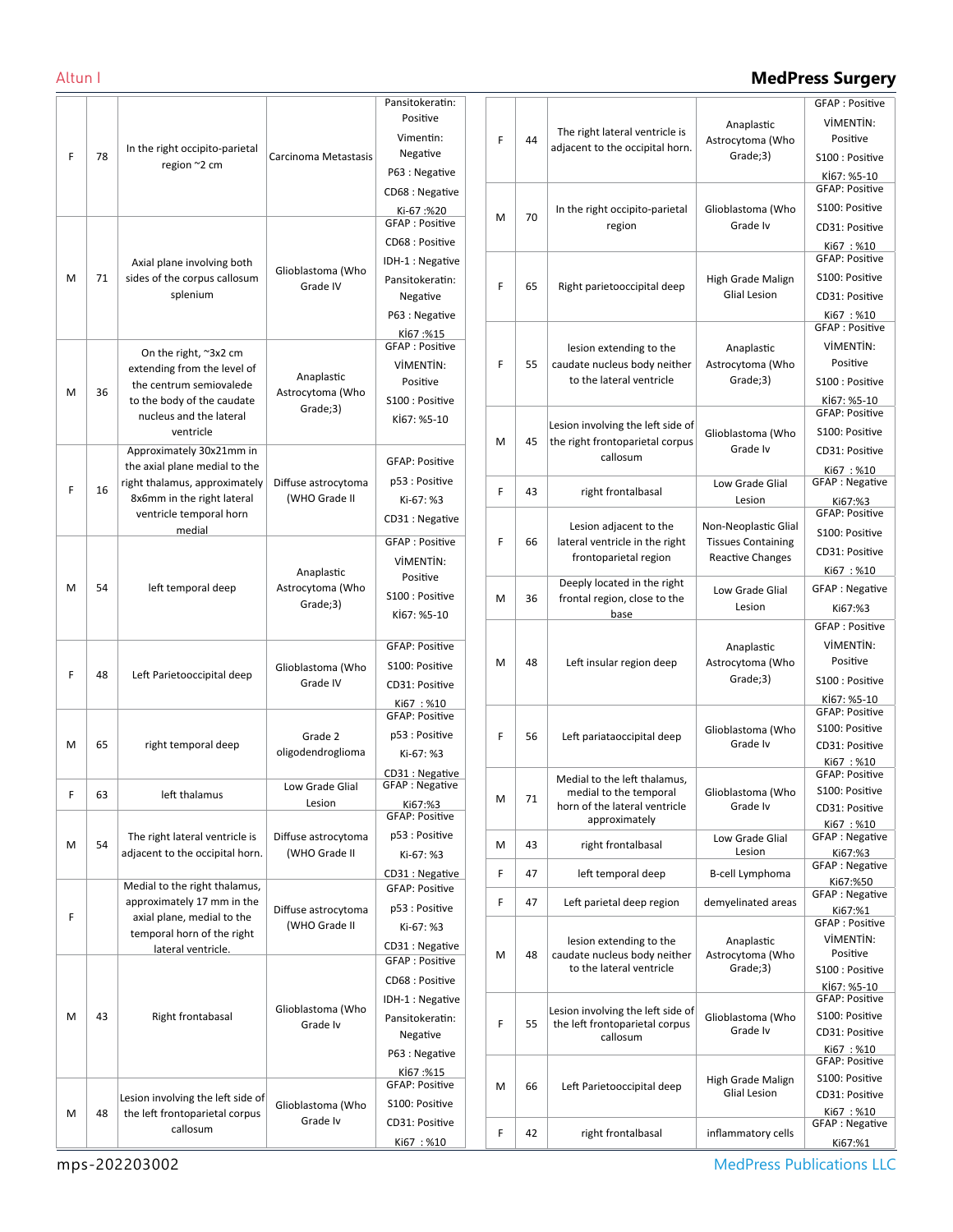| F | 78 | In the right occipito-parietal region ~2 cm | Carcinoma Metastasis | Pansitokeratin: Positive Vimentin: Negative P63 : Negative CD68 : Negative Ki-67 :%20 |
|---|---|---|---|---|
| M | 71 | Axial plane involving both sides of the corpus callosum splenium | Glioblastoma (Who Grade IV | GFAP : Positive CD68 : Positive IDH-1 : Negative Pansitokeratin: Negative P63 : Negative Kİ67 :%15 |
| M | 36 | On the right, ~3x2 cm extending from the level of the centrum semiovalede to the body of the caudate nucleus and the lateral ventricle | Anaplastic Astrocytoma (Who Grade;3) | GFAP : Positive VİMENTİN: Positive S100 : Positive Kİ67: %5-10 |
| F | 16 | Approximately 30x21mm in the axial plane medial to the right thalamus, approximately 8x6mm in the right lateral ventricle temporal horn medial | Diffuse astrocytoma (WHO Grade II | GFAP: Positive p53 : Positive Ki-67: %3 CD31 : Negative |
| M | 54 | left temporal deep | Anaplastic Astrocytoma (Who Grade;3) | GFAP : Positive VİMENTİN: Positive S100 : Positive Kİ67: %5-10 |
| F | 48 | Left Parietooccipital deep | Glioblastoma (Who Grade IV | GFAP: Positive S100: Positive CD31: Positive Ki67 : %10 |
| M | 65 | right temporal deep | Grade 2 oligodendroglioma | GFAP: Positive p53 : Positive Ki-67: %3 CD31 : Negative |
| F | 63 | left thalamus | Low Grade Glial Lesion | GFAP : Negative Ki67:%3 |
| M | 54 | The right lateral ventricle is adjacent to the occipital horn. | Diffuse astrocytoma (WHO Grade II | GFAP: Positive p53 : Positive Ki-67: %3 CD31 : Negative |
| F | | Medial to the right thalamus, approximately 17 mm in the axial plane, medial to the temporal horn of the right lateral ventricle. | Diffuse astrocytoma (WHO Grade II | GFAP: Positive p53 : Positive Ki-67: %3 CD31 : Negative |
| M | 43 | Right frontabasal | Glioblastoma (Who Grade Iv | GFAP : Positive CD68 : Positive IDH-1 : Negative Pansitokeratin: Negative P63 : Negative Kİ67 :%15 |
| M | 48 | Lesion involving the left side of the left frontoparietal corpus callosum | Glioblastoma (Who Grade Iv | GFAP: Positive S100: Positive CD31: Positive Ki67 : %10 |
| F | 44 | The right lateral ventricle is adjacent to the occipital horn. | Anaplastic Astrocytoma (Who Grade;3) | GFAP : Positive VİMENTİN: Positive S100 : Positive Ki67: %5-10 |
| M | 70 | In the right occipito-parietal region | Glioblastoma (Who Grade Iv | GFAP: Positive S100: Positive CD31: Positive Ki67 : %10 |
| F | 65 | Right parietooccipital deep | High Grade Malign Glial Lesion | GFAP: Positive S100: Positive CD31: Positive Ki67 : %10 |
| F | 55 | lesion extending to the caudate nucleus body neither to the lateral ventricle | Anaplastic Astrocytoma (Who Grade;3) | GFAP : Positive VİMENTİN: Positive S100 : Positive Kİ67: %5-10 |
| M | 45 | Lesion involving the left side of the right frontoparietal corpus callosum | Glioblastoma (Who Grade Iv | GFAP: Positive S100: Positive CD31: Positive Ki67 : %10 |
| F | 43 | right frontalbasal | Low Grade Glial Lesion | GFAP : Negative Ki67:%3 |
| F | 66 | Lesion adjacent to the lateral ventricle in the right frontoparietal region | Non-Neoplastic Glial Tissues Containing Reactive Changes | GFAP: Positive S100: Positive CD31: Positive Ki67 : %10 |
| M | 36 | Deeply located in the right frontal region, close to the base | Low Grade Glial Lesion | GFAP : Negative Ki67:%3 |
| M | 48 | Left insular region deep | Anaplastic Astrocytoma (Who Grade;3) | GFAP : Positive VİMENTİN: Positive S100 : Positive Kİ67: %5-10 |
| F | 56 | Left pariataoccipital deep | Glioblastoma (Who Grade Iv | GFAP: Positive S100: Positive CD31: Positive Ki67 : %10 |
| M | 71 | Medial to the left thalamus, medial to the temporal horn of the lateral ventricle approximately | Glioblastoma (Who Grade Iv | GFAP: Positive S100: Positive CD31: Positive Ki67 : %10 |
| M | 43 | right frontalbasal | Low Grade Glial Lesion | GFAP : Negative Ki67:%3 |
| F | 47 | left temporal deep | B-cell Lymphoma | GFAP : Negative Ki67:%50 |
| F | 47 | Left parietal deep region | demyelinated areas | GFAP : Negative Ki67:%1 |
| M | 48 | lesion extending to the caudate nucleus body neither to the lateral ventricle | Anaplastic Astrocytoma (Who Grade;3) | GFAP : Positive VİMENTİN: Positive S100 : Positive Kİ67: %5-10 |
| F | 55 | Lesion involving the left side of the left frontoparietal corpus callosum | Glioblastoma (Who Grade Iv | GFAP: Positive S100: Positive CD31: Positive Ki67 : %10 |
| M | 66 | Left Parietooccipital deep | High Grade Malign Glial Lesion | GFAP: Positive S100: Positive CD31: Positive Ki67 : %10 |
| F | 42 | right frontalbasal | inflammatory cells | GFAP : Negative Ki67:%1 |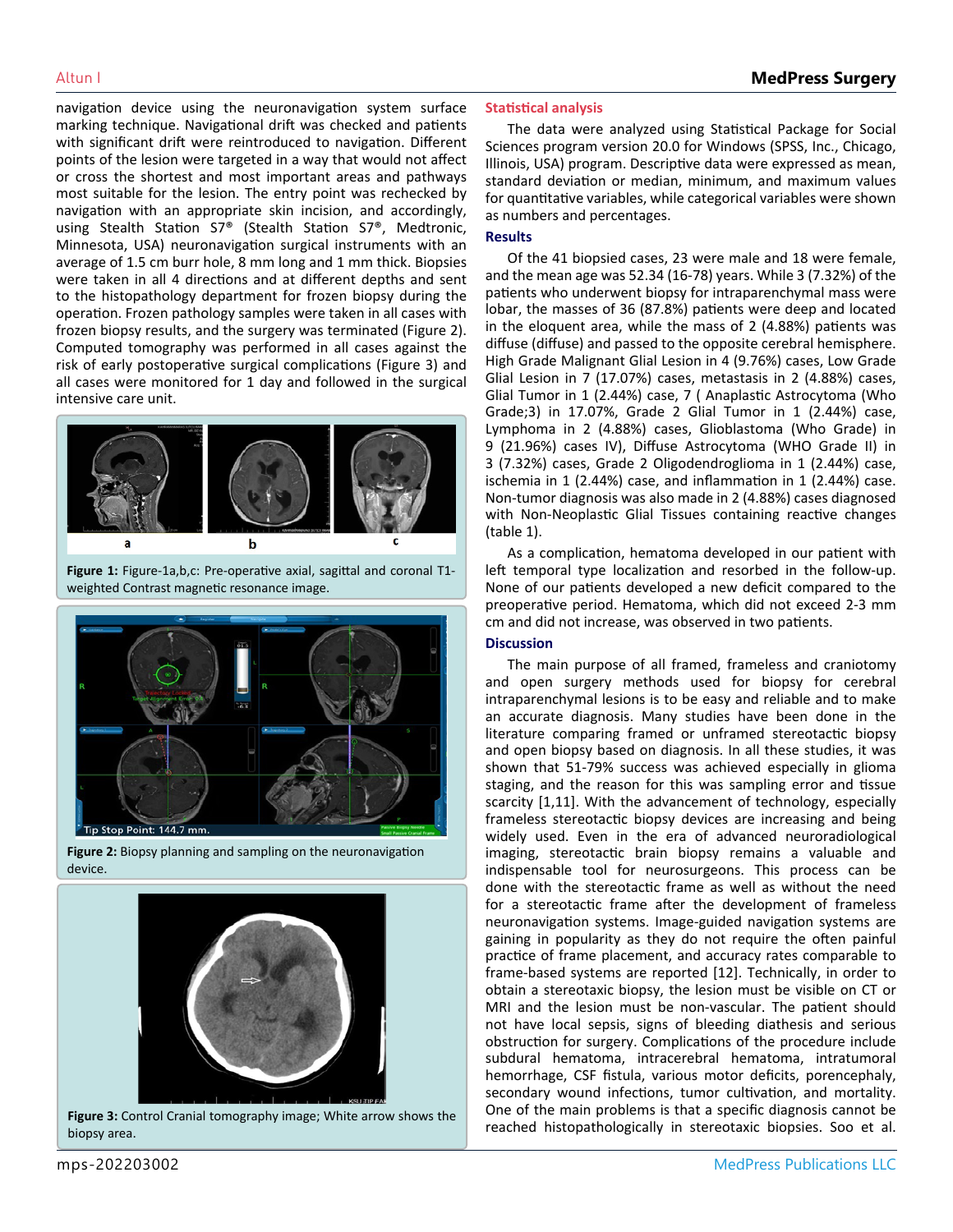navigation device using the neuronavigation system surface marking technique. Navigational drift was checked and patients with significant drift were reintroduced to navigation. Different points of the lesion were targeted in a way that would not affect or cross the shortest and most important areas and pathways most suitable for the lesion. The entry point was rechecked by navigation with an appropriate skin incision, and accordingly, using Stealth Station S7® (Stealth Station S7®, Medtronic, Minnesota, USA) neuronavigation surgical instruments with an average of 1.5 cm burr hole, 8 mm long and 1 mm thick. Biopsies were taken in all 4 directions and at different depths and sent to the histopathology department for frozen biopsy during the operation. Frozen pathology samples were taken in all cases with frozen biopsy results, and the surgery was terminated (Figure 2). Computed tomography was performed in all cases against the risk of early postoperative surgical complications (Figure 3) and all cases were monitored for 1 day and followed in the surgical intensive care unit.

**Figure 1:** Figure-1a,b,c: Pre-operative axial, sagittal and coronal T1-weighted Contrast magnetic resonance image.

**Figure 2:** Biopsy planning and sampling on the neuronavigation device.

**Figure 3:** Control Cranial tomography image; White arrow shows the biopsy area.

## Statistical analysis

The data were analyzed using Statistical Package for Social Sciences program version 20.0 for Windows (SPSS, Inc., Chicago, Illinois, USA) program. Descriptive data were expressed as mean, standard deviation or median, minimum, and maximum values for quantitative variables, while categorical variables were shown as numbers and percentages.

## Results

Of the 41 biopsied cases, 23 were male and 18 were female, and the mean age was 52.34 (16-78) years. While 3 (7.32%) of the patients who underwent biopsy for intraparenchymal mass were lobar, the masses of 36 (87.8%) patients were deep and located in the eloquent area, while the mass of 2 (4.88%) patients was diffuse (diffuse) and passed to the opposite cerebral hemisphere. High Grade Malignant Glial Lesion in 4 (9.76%) cases, Low Grade Glial Lesion in 7 (17.07%) cases, metastasis in 2 (4.88%) cases, Glial Tumor in 1 (2.44%) case, 7 ( Anaplastic Astrocytoma (Who Grade;3) in 17.07%, Grade 2 Glial Tumor in 1 (2.44%) case, Lymphoma in 2 (4.88%) cases, Glioblastoma (Who Grade) in 9 (21.96%) cases IV), Diffuse Astrocytoma (WHO Grade II) in 3 (7.32%) cases, Grade 2 Oligodendroglioma in 1 (2.44%) case, ischemia in 1 (2.44%) case, and inflammation in 1 (2.44%) case. Non-tumor diagnosis was also made in 2 (4.88%) cases diagnosed with Non-Neoplastic Glial Tissues containing reactive changes (table 1).

As a complication, hematoma developed in our patient with left temporal type localization and resorbed in the follow-up. None of our patients developed a new deficit compared to the preoperative period. Hematoma, which did not exceed 2-3 mm cm and did not increase, was observed in two patients.

## Discussion

The main purpose of all framed, frameless and craniotomy and open surgery methods used for biopsy for cerebral intraparenchymal lesions is to be easy and reliable and to make an accurate diagnosis. Many studies have been done in the literature comparing framed or unframed stereotactic biopsy and open biopsy based on diagnosis. In all these studies, it was shown that 51-79% success was achieved especially in glioma staging, and the reason for this was sampling error and tissue scarcity [1,11]. With the advancement of technology, especially frameless stereotactic biopsy devices are increasing and being widely used. Even in the era of advanced neuroradiological imaging, stereotactic brain biopsy remains a valuable and indispensable tool for neurosurgeons. This process can be done with the stereotactic frame as well as without the need for a stereotactic frame after the development of frameless neuronavigation systems. Image-guided navigation systems are gaining in popularity as they do not require the often painful practice of frame placement, and accuracy rates comparable to frame-based systems are reported [12]. Technically, in order to obtain a stereotaxic biopsy, the lesion must be visible on CT or MRI and the lesion must be non-vascular. The patient should not have local sepsis, signs of bleeding diathesis and serious obstruction for surgery. Complications of the procedure include subdural hematoma, intracerebral hematoma, intratumoral hemorrhage, CSF fistula, various motor deficits, porencephaly, secondary wound infections, tumor cultivation, and mortality. One of the main problems is that a specific diagnosis cannot be reached histopathologically in stereotaxic biopsies. Soo et al.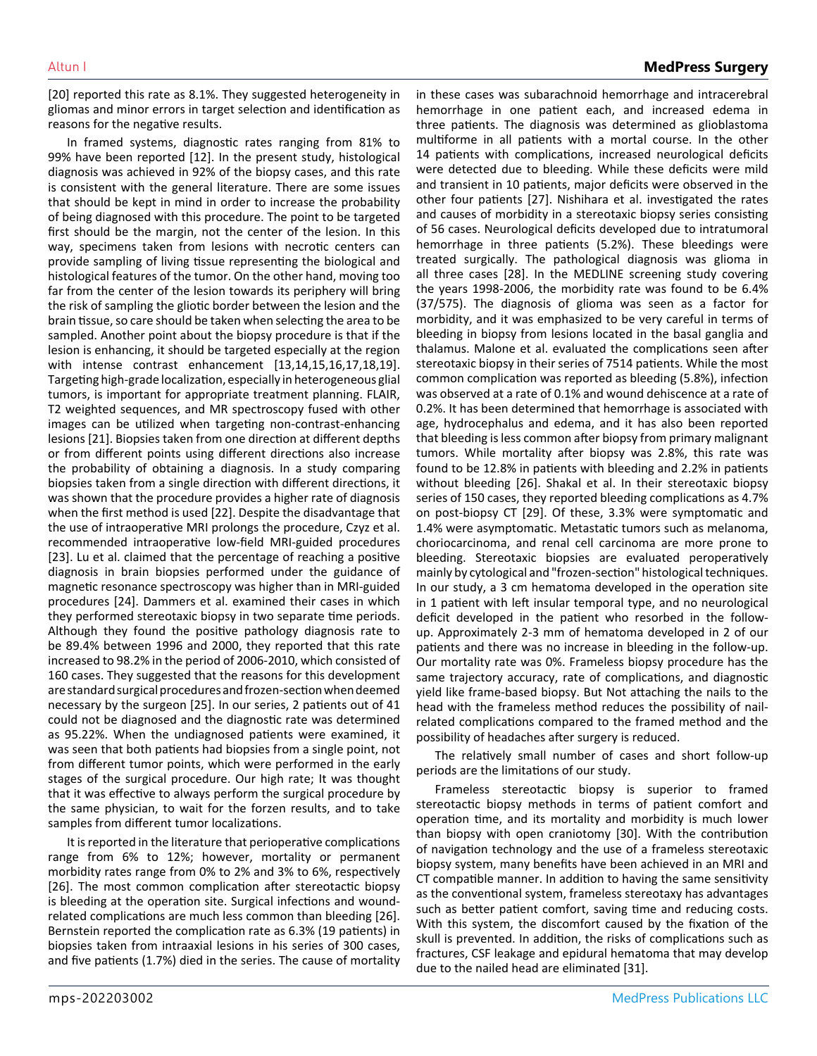[20] reported this rate as 8.1%. They suggested heterogeneity in gliomas and minor errors in target selection and identification as reasons for the negative results.

In framed systems, diagnostic rates ranging from 81% to 99% have been reported [12]. In the present study, histological diagnosis was achieved in 92% of the biopsy cases, and this rate is consistent with the general literature. There are some issues that should be kept in mind in order to increase the probability of being diagnosed with this procedure. The point to be targeted first should be the margin, not the center of the lesion. In this way, specimens taken from lesions with necrotic centers can provide sampling of living tissue representing the biological and histological features of the tumor. On the other hand, moving too far from the center of the lesion towards its periphery will bring the risk of sampling the gliotic border between the lesion and the brain tissue, so care should be taken when selecting the area to be sampled. Another point about the biopsy procedure is that if the lesion is enhancing, it should be targeted especially at the region with intense contrast enhancement [13,14,15,16,17,18,19]. Targeting high-grade localization, especially in heterogeneous glial tumors, is important for appropriate treatment planning. FLAIR, T2 weighted sequences, and MR spectroscopy fused with other images can be utilized when targeting non-contrast-enhancing lesions [21]. Biopsies taken from one direction at different depths or from different points using different directions also increase the probability of obtaining a diagnosis. In a study comparing biopsies taken from a single direction with different directions, it was shown that the procedure provides a higher rate of diagnosis when the first method is used [22]. Despite the disadvantage that the use of intraoperative MRI prolongs the procedure, Czyz et al. recommended intraoperative low-field MRI-guided procedures [23]. Lu et al. claimed that the percentage of reaching a positive diagnosis in brain biopsies performed under the guidance of magnetic resonance spectroscopy was higher than in MRI-guided procedures [24]. Dammers et al. examined their cases in which they performed stereotaxic biopsy in two separate time periods. Although they found the positive pathology diagnosis rate to be 89.4% between 1996 and 2000, they reported that this rate increased to 98.2% in the period of 2006-2010, which consisted of 160 cases. They suggested that the reasons for this development are standard surgical procedures and frozen-section when deemed necessary by the surgeon [25]. In our series, 2 patients out of 41 could not be diagnosed and the diagnostic rate was determined as 95.22%. When the undiagnosed patients were examined, it was seen that both patients had biopsies from a single point, not from different tumor points, which were performed in the early stages of the surgical procedure. Our high rate; It was thought that it was effective to always perform the surgical procedure by the same physician, to wait for the forzen results, and to take samples from different tumor localizations.

It is reported in the literature that perioperative complications range from 6% to 12%; however, mortality or permanent morbidity rates range from 0% to 2% and 3% to 6%, respectively [26]. The most common complication after stereotactic biopsy is bleeding at the operation site. Surgical infections and wound-related complications are much less common than bleeding [26]. Bernstein reported the complication rate as 6.3% (19 patients) in biopsies taken from intraaxial lesions in his series of 300 cases, and five patients (1.7%) died in the series. The cause of mortality in these cases was subarachnoid hemorrhage and intracerebral hemorrhage in one patient each, and increased edema in three patients. The diagnosis was determined as glioblastoma multiforme in all patients with a mortal course. In the other 14 patients with complications, increased neurological deficits were detected due to bleeding. While these deficits were mild and transient in 10 patients, major deficits were observed in the other four patients [27]. Nishihara et al. investigated the rates and causes of morbidity in a stereotaxic biopsy series consisting of 56 cases. Neurological deficits developed due to intratumoral hemorrhage in three patients (5.2%). These bleedings were treated surgically. The pathological diagnosis was glioma in all three cases [28]. In the MEDLINE screening study covering the years 1998-2006, the morbidity rate was found to be 6.4% (37/575). The diagnosis of glioma was seen as a factor for morbidity, and it was emphasized to be very careful in terms of bleeding in biopsy from lesions located in the basal ganglia and thalamus. Malone et al. evaluated the complications seen after stereotaxic biopsy in their series of 7514 patients. While the most common complication was reported as bleeding (5.8%), infection was observed at a rate of 0.1% and wound dehiscence at a rate of 0.2%. It has been determined that hemorrhage is associated with age, hydrocephalus and edema, and it has also been reported that bleeding is less common after biopsy from primary malignant tumors. While mortality after biopsy was 2.8%, this rate was found to be 12.8% in patients with bleeding and 2.2% in patients without bleeding [26]. Shakal et al. In their stereotaxic biopsy series of 150 cases, they reported bleeding complications as 4.7% on post-biopsy CT [29]. Of these, 3.3% were symptomatic and 1.4% were asymptomatic. Metastatic tumors such as melanoma, choriocarcinoma, and renal cell carcinoma are more prone to bleeding. Stereotaxic biopsies are evaluated peroperatively mainly by cytological and "frozen-section" histological techniques. In our study, a 3 cm hematoma developed in the operation site in 1 patient with left insular temporal type, and no neurological deficit developed in the patient who resorbed in the follow-up. Approximately 2-3 mm of hematoma developed in 2 of our patients and there was no increase in bleeding in the follow-up. Our mortality rate was 0%. Frameless biopsy procedure has the same trajectory accuracy, rate of complications, and diagnostic yield like frame-based biopsy. But Not attaching the nails to the head with the frameless method reduces the possibility of nail-related complications compared to the framed method and the possibility of headaches after surgery is reduced.

The relatively small number of cases and short follow-up periods are the limitations of our study.

Frameless stereotactic biopsy is superior to framed stereotactic biopsy methods in terms of patient comfort and operation time, and its mortality and morbidity is much lower than biopsy with open craniotomy [30]. With the contribution of navigation technology and the use of a frameless stereotaxic biopsy system, many benefits have been achieved in an MRI and CT compatible manner. In addition to having the same sensitivity as the conventional system, frameless stereotaxy has advantages such as better patient comfort, saving time and reducing costs. With this system, the discomfort caused by the fixation of the skull is prevented. In addition, the risks of complications such as fractures, CSF leakage and epidural hematoma that may develop due to the nailed head are eliminated [31].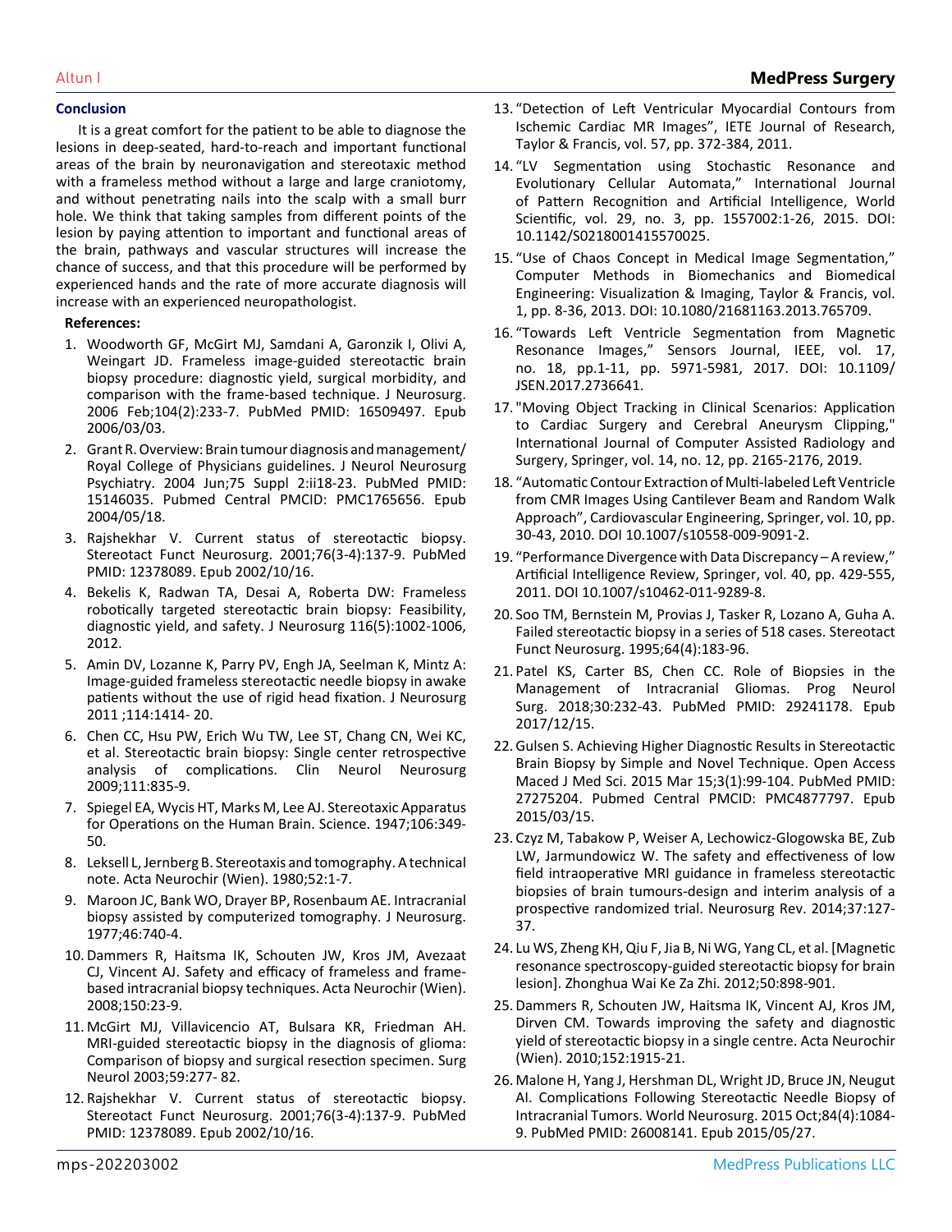## Conclusion

It is a great comfort for the patient to be able to diagnose the lesions in deep-seated, hard-to-reach and important functional areas of the brain by neuronavigation and stereotaxic method with a frameless method without a large and large craniotomy, and without penetrating nails into the scalp with a small burr hole. We think that taking samples from different points of the lesion by paying attention to important and functional areas of the brain, pathways and vascular structures will increase the chance of success, and that this procedure will be performed by experienced hands and the rate of more accurate diagnosis will increase with an experienced neuropathologist.

### References:

1. Woodworth GF, McGirt MJ, Samdani A, Garonzik I, Olivi A, Weingart JD. Frameless image-guided stereotactic brain biopsy procedure: diagnostic yield, surgical morbidity, and comparison with the frame-based technique. J Neurosurg. 2006 Feb;104(2):233-7. PubMed PMID: 16509497. Epub 2006/03/03.
2. Grant R. Overview: Brain tumour diagnosis and management/ Royal College of Physicians guidelines. J Neurol Neurosurg Psychiatry. 2004 Jun;75 Suppl 2:ii18-23. PubMed PMID: 15146035. Pubmed Central PMCID: PMC1765656. Epub 2004/05/18.
3. Rajshekhar V. Current status of stereotactic biopsy. Stereotact Funct Neurosurg. 2001;76(3-4):137-9. PubMed PMID: 12378089. Epub 2002/10/16.
4. Bekelis K, Radwan TA, Desai A, Roberta DW: Frameless robotically targeted stereotactic brain biopsy: Feasibility, diagnostic yield, and safety. J Neurosurg 116(5):1002-1006, 2012.
5. Amin DV, Lozanne K, Parry PV, Engh JA, Seelman K, Mintz A: Image-guided frameless stereotactic needle biopsy in awake patients without the use of rigid head fixation. J Neurosurg 2011 ;114:1414- 20.
6. Chen CC, Hsu PW, Erich Wu TW, Lee ST, Chang CN, Wei KC, et al. Stereotactic brain biopsy: Single center retrospective analysis of complications. Clin Neurol Neurosurg 2009;111:835-9.
7. Spiegel EA, Wycis HT, Marks M, Lee AJ. Stereotaxic Apparatus for Operations on the Human Brain. Science. 1947;106:349-50.
8. Leksell L, Jernberg B. Stereotaxis and tomography. A technical note. Acta Neurochir (Wien). 1980;52:1-7.
9. Maroon JC, Bank WO, Drayer BP, Rosenbaum AE. Intracranial biopsy assisted by computerized tomography. J Neurosurg. 1977;46:740-4.
10. Dammers R, Haitsma IK, Schouten JW, Kros JM, Avezaat CJ, Vincent AJ. Safety and efficacy of frameless and frame-based intracranial biopsy techniques. Acta Neurochir (Wien). 2008;150:23-9.
11. McGirt MJ, Villavicencio AT, Bulsara KR, Friedman AH. MRI-guided stereotactic biopsy in the diagnosis of glioma: Comparison of biopsy and surgical resection specimen. Surg Neurol 2003;59:277- 82.
12. Rajshekhar V. Current status of stereotactic biopsy. Stereotact Funct Neurosurg. 2001;76(3-4):137-9. PubMed PMID: 12378089. Epub 2002/10/16.
13. "Detection of Left Ventricular Myocardial Contours from Ischemic Cardiac MR Images", IETE Journal of Research, Taylor & Francis, vol. 57, pp. 372-384, 2011.
14. "LV Segmentation using Stochastic Resonance and Evolutionary Cellular Automata," International Journal of Pattern Recognition and Artificial Intelligence, World Scientific, vol. 29, no. 3, pp. 1557002:1-26, 2015. DOI: 10.1142/S0218001415570025.
15. "Use of Chaos Concept in Medical Image Segmentation," Computer Methods in Biomechanics and Biomedical Engineering: Visualization & Imaging, Taylor & Francis, vol. 1, pp. 8-36, 2013. DOI: 10.1080/21681163.2013.765709.
16. "Towards Left Ventricle Segmentation from Magnetic Resonance Images," Sensors Journal, IEEE, vol. 17, no. 18, pp.1-11, pp. 5971-5981, 2017. DOI: 10.1109/ JSEN.2017.2736641.
17. "Moving Object Tracking in Clinical Scenarios: Application to Cardiac Surgery and Cerebral Aneurysm Clipping," International Journal of Computer Assisted Radiology and Surgery, Springer, vol. 14, no. 12, pp. 2165-2176, 2019.
18. "Automatic Contour Extraction of Multi-labeled Left Ventricle from CMR Images Using Cantilever Beam and Random Walk Approach", Cardiovascular Engineering, Springer, vol. 10, pp. 30-43, 2010. DOI 10.1007/s10558-009-9091-2.
19. "Performance Divergence with Data Discrepancy – A review," Artificial Intelligence Review, Springer, vol. 40, pp. 429-555, 2011. DOI 10.1007/s10462-011-9289-8.
20. Soo TM, Bernstein M, Provias J, Tasker R, Lozano A, Guha A. Failed stereotactic biopsy in a series of 518 cases. Stereotact Funct Neurosurg. 1995;64(4):183-96.
21. Patel KS, Carter BS, Chen CC. Role of Biopsies in the Management of Intracranial Gliomas. Prog Neurol Surg. 2018;30:232-43. PubMed PMID: 29241178. Epub 2017/12/15.
22. Gulsen S. Achieving Higher Diagnostic Results in Stereotactic Brain Biopsy by Simple and Novel Technique. Open Access Maced J Med Sci. 2015 Mar 15;3(1):99-104. PubMed PMID: 27275204. Pubmed Central PMCID: PMC4877797. Epub 2015/03/15.
23. Czyz M, Tabakow P, Weiser A, Lechowicz-Glogowska BE, Zub LW, Jarmundowicz W. The safety and effectiveness of low field intraoperative MRI guidance in frameless stereotactic biopsies of brain tumours-design and interim analysis of a prospective randomized trial. Neurosurg Rev. 2014;37:127-37.
24. Lu WS, Zheng KH, Qiu F, Jia B, Ni WG, Yang CL, et al. [Magnetic resonance spectroscopy-guided stereotactic biopsy for brain lesion]. Zhonghua Wai Ke Za Zhi. 2012;50:898-901.
25. Dammers R, Schouten JW, Haitsma IK, Vincent AJ, Kros JM, Dirven CM. Towards improving the safety and diagnostic yield of stereotactic biopsy in a single centre. Acta Neurochir (Wien). 2010;152:1915-21.
26. Malone H, Yang J, Hershman DL, Wright JD, Bruce JN, Neugut AI. Complications Following Stereotactic Needle Biopsy of Intracranial Tumors. World Neurosurg. 2015 Oct;84(4):1084-9. PubMed PMID: 26008141. Epub 2015/05/27.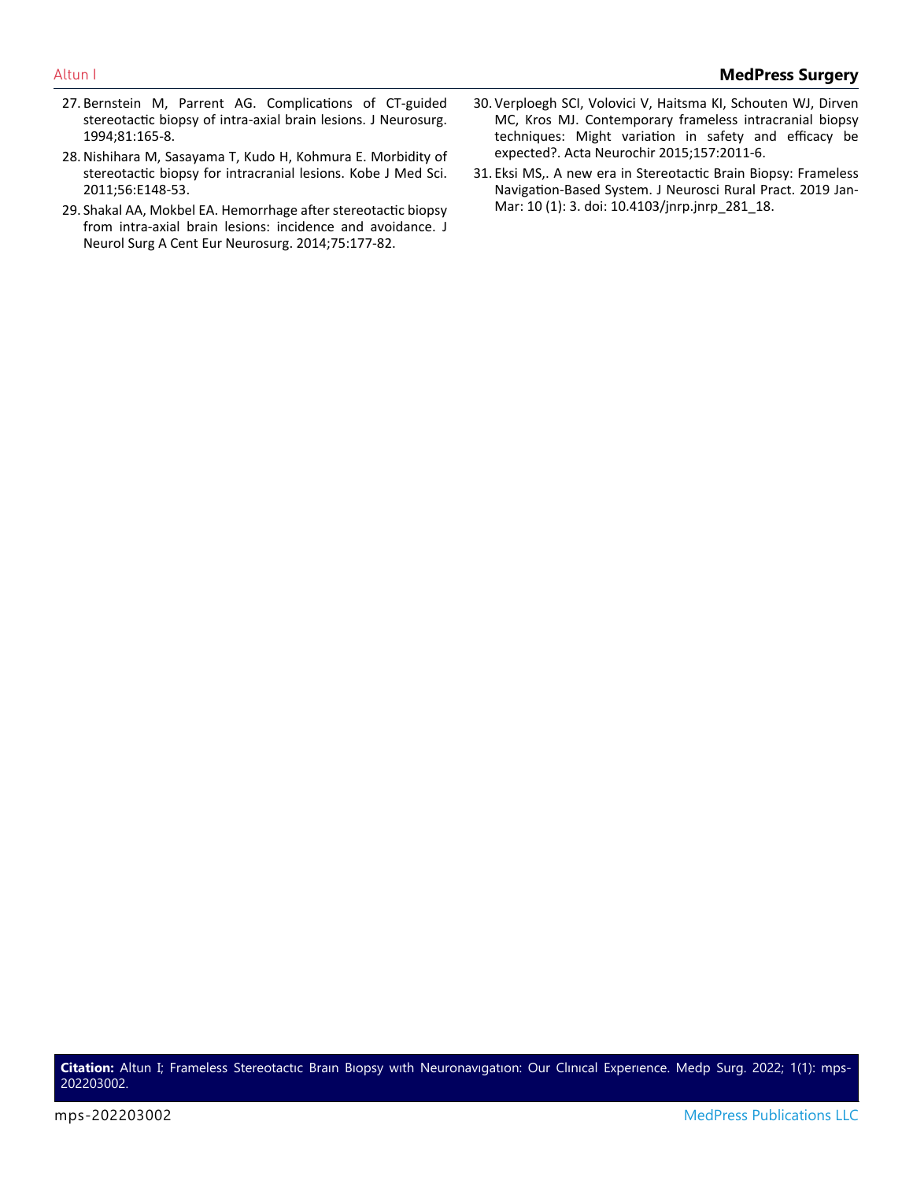27. Bernstein M, Parrent AG. Complications of CT-guided stereotactic biopsy of intra-axial brain lesions. J Neurosurg. 1994;81:165-8.
28. Nishihara M, Sasayama T, Kudo H, Kohmura E. Morbidity of stereotactic biopsy for intracranial lesions. Kobe J Med Sci. 2011;56:E148-53.
29. Shakal AA, Mokbel EA. Hemorrhage after stereotactic biopsy from intra-axial brain lesions: incidence and avoidance. J Neurol Surg A Cent Eur Neurosurg. 2014;75:177-82.
30. Verploegh SCI, Volovici V, Haitsma KI, Schouten WJ, Dirven MC, Kros MJ. Contemporary frameless intracranial biopsy techniques: Might variation in safety and efficacy be expected?. Acta Neurochir 2015;157:2011-6.
31. Eksi MS,. A new era in Stereotactic Brain Biopsy: Frameless Navigation-Based System. J Neurosci Rural Pract. 2019 Jan-Mar: 10 (1): 3. doi: 10.4103/jnrp.jnrp_281_18.

**Citation:** Altun I; Frameless Stereotactıc Braın Bıopsy wıth Neuronavıgatıon: Our Clınıcal Experıence. Medp Surg. 2022; 1(1): mps-202203002.